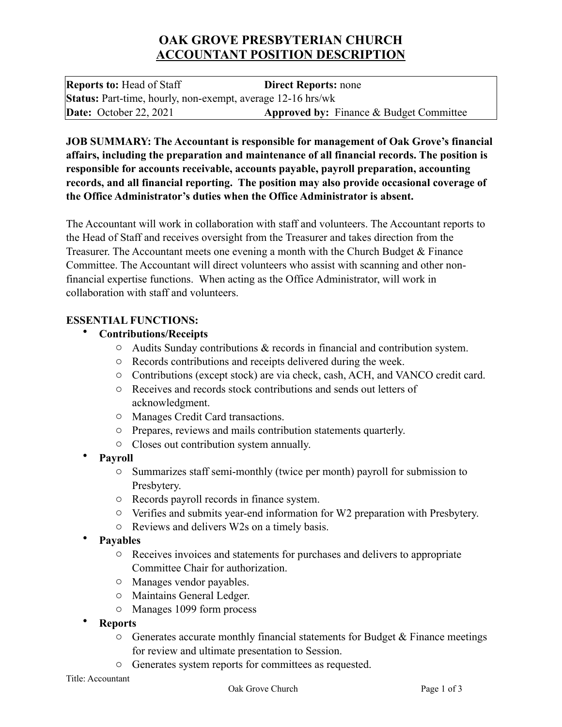# OAK GROVE PRESBYTERIAN CHURCH
## ACCOUNTANT POSITION DESCRIPTION

| | |
|---|---|
| **Reports to:** Head of Staff | **Direct Reports:** none |
| **Status:** Part-time, hourly, non-exempt, average 12-16 hrs/wk | |
| **Date:** October 22, 2021 | **Approved by:** Finance & Budget Committee |

**JOB SUMMARY: The Accountant is responsible for management of Oak Grove's financial affairs, including the preparation and maintenance of all financial records. The position is responsible for accounts receivable, accounts payable, payroll preparation, accounting records, and all financial reporting. The position may also provide occasional coverage of the Office Administrator's duties when the Office Administrator is absent.**

The Accountant will work in collaboration with staff and volunteers. The Accountant reports to the Head of Staff and receives oversight from the Treasurer and takes direction from the Treasurer. The Accountant meets one evening a month with the Church Budget & Finance Committee. The Accountant will direct volunteers who assist with scanning and other non-financial expertise functions. When acting as the Office Administrator, will work in collaboration with staff and volunteers.

**ESSENTIAL FUNCTIONS:**

- **Contributions/Receipts**
  - Audits Sunday contributions & records in financial and contribution system.
  - Records contributions and receipts delivered during the week.
  - Contributions (except stock) are via check, cash, ACH, and VANCO credit card.
  - Receives and records stock contributions and sends out letters of acknowledgment.
  - Manages Credit Card transactions.
  - Prepares, reviews and mails contribution statements quarterly.
  - Closes out contribution system annually.
- **Payroll**
  - Summarizes staff semi-monthly (twice per month) payroll for submission to Presbytery.
  - Records payroll records in finance system.
  - Verifies and submits year-end information for W2 preparation with Presbytery.
  - Reviews and delivers W2s on a timely basis.
- **Payables**
  - Receives invoices and statements for purchases and delivers to appropriate Committee Chair for authorization.
  - Manages vendor payables.
  - Maintains General Ledger.
  - Manages 1099 form process
- **Reports**
  - Generates accurate monthly financial statements for Budget & Finance meetings for review and ultimate presentation to Session.
  - Generates system reports for committees as requested.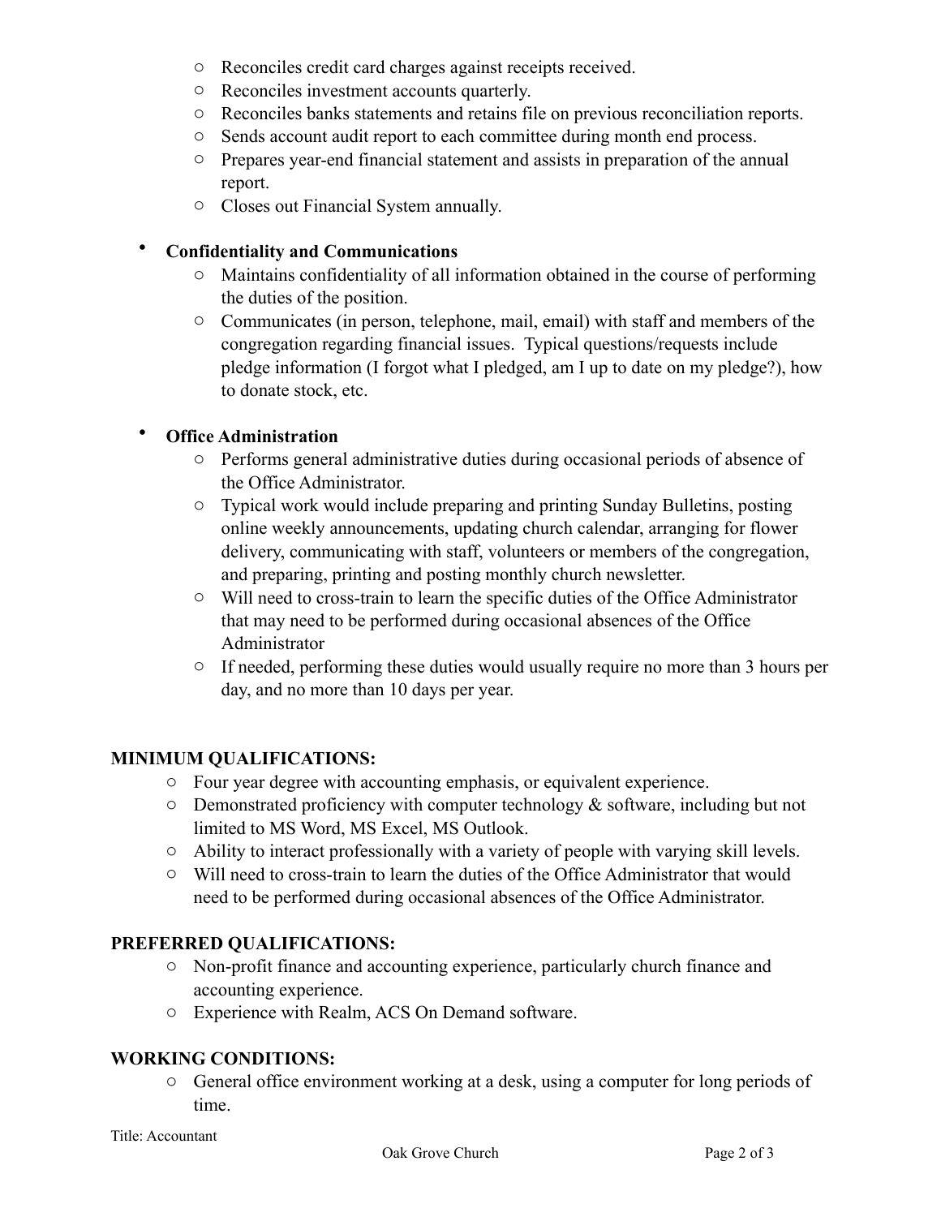- Reconciles credit card charges against receipts received.
- Reconciles investment accounts quarterly.
- Reconciles banks statements and retains file on previous reconciliation reports.
- Sends account audit report to each committee during month end process.
- Prepares year-end financial statement and assists in preparation of the annual report.
- Closes out Financial System annually.

- **Confidentiality and Communications**
  - Maintains confidentiality of all information obtained in the course of performing the duties of the position.
  - Communicates (in person, telephone, mail, email) with staff and members of the congregation regarding financial issues. Typical questions/requests include pledge information (I forgot what I pledged, am I up to date on my pledge?), how to donate stock, etc.

- **Office Administration**
  - Performs general administrative duties during occasional periods of absence of the Office Administrator.
  - Typical work would include preparing and printing Sunday Bulletins, posting online weekly announcements, updating church calendar, arranging for flower delivery, communicating with staff, volunteers or members of the congregation, and preparing, printing and posting monthly church newsletter.
  - Will need to cross-train to learn the specific duties of the Office Administrator that may need to be performed during occasional absences of the Office Administrator
  - If needed, performing these duties would usually require no more than 3 hours per day, and no more than 10 days per year.

## MINIMUM QUALIFICATIONS:

- Four year degree with accounting emphasis, or equivalent experience.
- Demonstrated proficiency with computer technology & software, including but not limited to MS Word, MS Excel, MS Outlook.
- Ability to interact professionally with a variety of people with varying skill levels.
- Will need to cross-train to learn the duties of the Office Administrator that would need to be performed during occasional absences of the Office Administrator.

## PREFERRED QUALIFICATIONS:

- Non-profit finance and accounting experience, particularly church finance and accounting experience.
- Experience with Realm, ACS On Demand software.

## WORKING CONDITIONS:

- General office environment working at a desk, using a computer for long periods of time.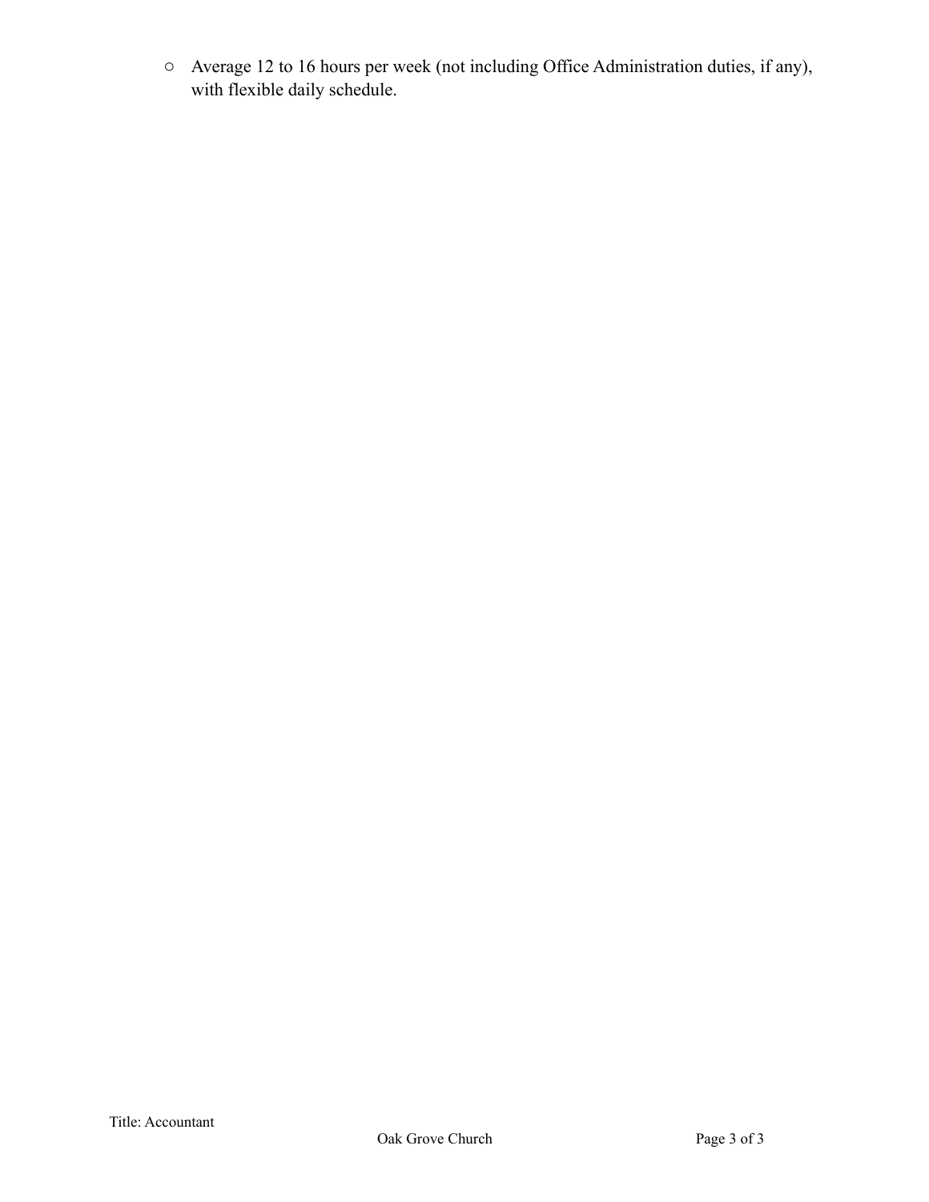- Average 12 to 16 hours per week (not including Office Administration duties, if any), with flexible daily schedule.